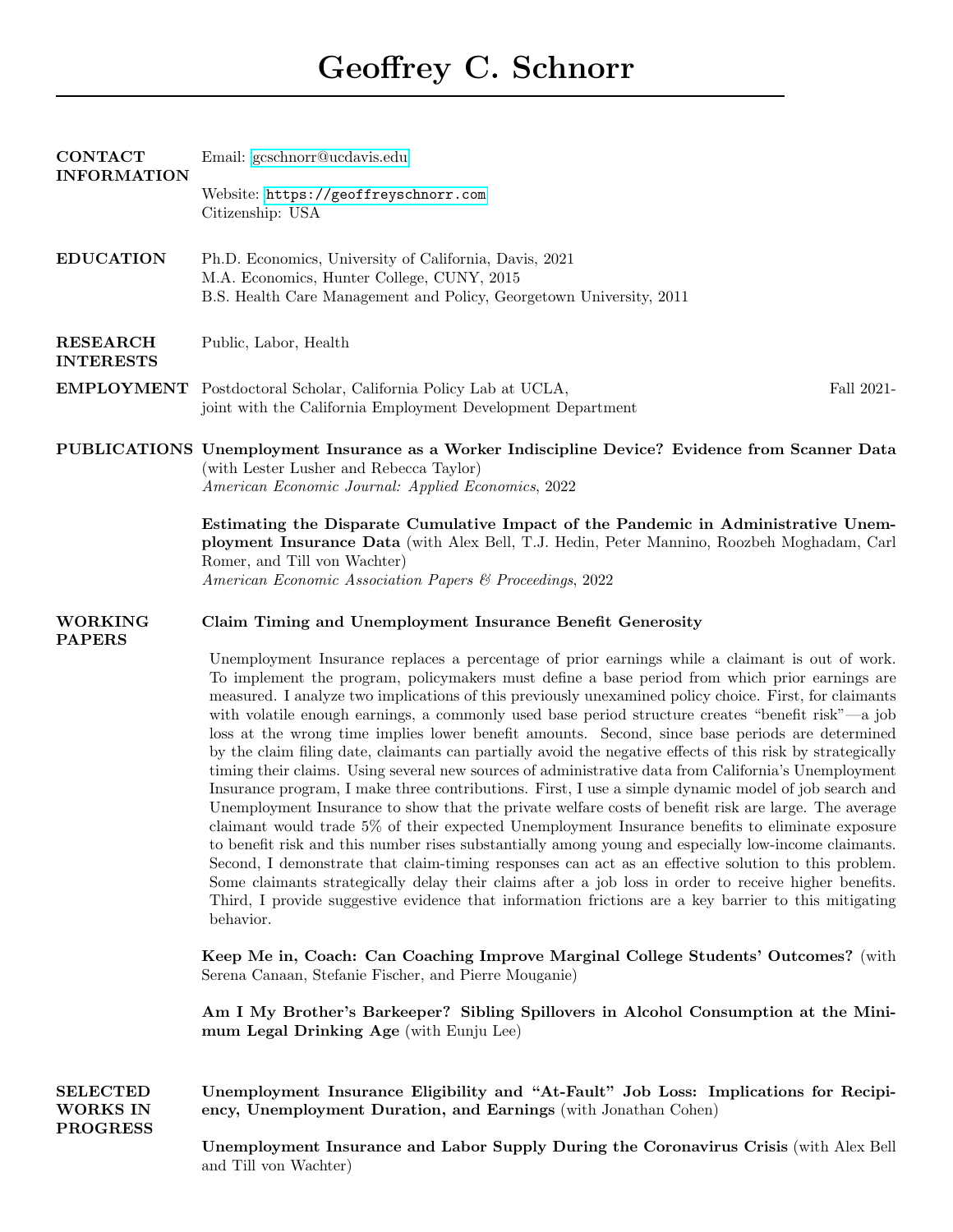# Geoffrey C. Schnorr

## CONTACT INFORMATION

Email: gcschnorr@ucdavis.edu

Website: https://geoffreyschnorr.com
Citizenship: USA

## EDUCATION

Ph.D. Economics, University of California, Davis, 2021
M.A. Economics, Hunter College, CUNY, 2015
B.S. Health Care Management and Policy, Georgetown University, 2011

## RESEARCH INTERESTS

Public, Labor, Health

## EMPLOYMENT

Postdoctoral Scholar, California Policy Lab at UCLA, joint with the California Employment Development Department — Fall 2021-

## PUBLICATIONS

**Unemployment Insurance as a Worker Indiscipline Device? Evidence from Scanner Data** (with Lester Lusher and Rebecca Taylor)
*American Economic Journal: Applied Economics*, 2022

**Estimating the Disparate Cumulative Impact of the Pandemic in Administrative Unemployment Insurance Data** (with Alex Bell, T.J. Hedin, Peter Mannino, Roozbeh Moghadam, Carl Romer, and Till von Wachter)
*American Economic Association Papers & Proceedings*, 2022

## WORKING PAPERS

**Claim Timing and Unemployment Insurance Benefit Generosity**

Unemployment Insurance replaces a percentage of prior earnings while a claimant is out of work. To implement the program, policymakers must define a base period from which prior earnings are measured. I analyze two implications of this previously unexamined policy choice. First, for claimants with volatile enough earnings, a commonly used base period structure creates "benefit risk"—a job loss at the wrong time implies lower benefit amounts. Second, since base periods are determined by the claim filing date, claimants can partially avoid the negative effects of this risk by strategically timing their claims. Using several new sources of administrative data from California's Unemployment Insurance program, I make three contributions. First, I use a simple dynamic model of job search and Unemployment Insurance to show that the private welfare costs of benefit risk are large. The average claimant would trade 5% of their expected Unemployment Insurance benefits to eliminate exposure to benefit risk and this number rises substantially among young and especially low-income claimants. Second, I demonstrate that claim-timing responses can act as an effective solution to this problem. Some claimants strategically delay their claims after a job loss in order to receive higher benefits. Third, I provide suggestive evidence that information frictions are a key barrier to this mitigating behavior.

**Keep Me in, Coach: Can Coaching Improve Marginal College Students' Outcomes?** (with Serena Canaan, Stefanie Fischer, and Pierre Mouganie)

**Am I My Brother's Barkeeper? Sibling Spillovers in Alcohol Consumption at the Minimum Legal Drinking Age** (with Eunju Lee)

## SELECTED WORKS IN PROGRESS

**Unemployment Insurance Eligibility and "At-Fault" Job Loss: Implications for Recipiency, Unemployment Duration, and Earnings** (with Jonathan Cohen)

**Unemployment Insurance and Labor Supply During the Coronavirus Crisis** (with Alex Bell and Till von Wachter)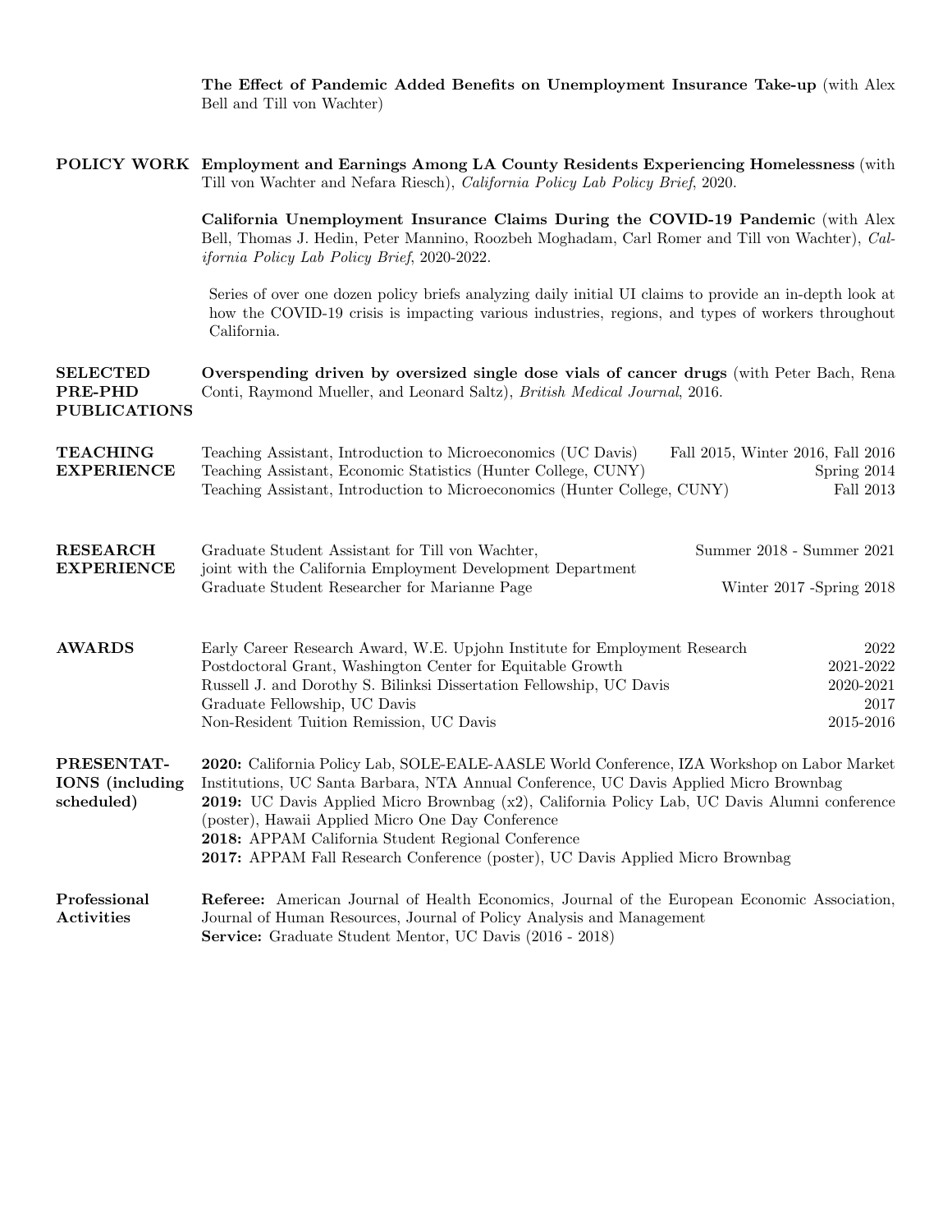**The Effect of Pandemic Added Benefits on Unemployment Insurance Take-up** (with Alex Bell and Till von Wachter)

## POLICY WORK

**Employment and Earnings Among LA County Residents Experiencing Homelessness** (with Till von Wachter and Nefara Riesch), *California Policy Lab Policy Brief*, 2020.

**California Unemployment Insurance Claims During the COVID-19 Pandemic** (with Alex Bell, Thomas J. Hedin, Peter Mannino, Roozbeh Moghadam, Carl Romer and Till von Wachter), *California Policy Lab Policy Brief*, 2020-2022.

Series of over one dozen policy briefs analyzing daily initial UI claims to provide an in-depth look at how the COVID-19 crisis is impacting various industries, regions, and types of workers throughout California.

## SELECTED PRE-PHD PUBLICATIONS

**Overspending driven by oversized single dose vials of cancer drugs** (with Peter Bach, Rena Conti, Raymond Mueller, and Leonard Saltz), *British Medical Journal*, 2016.

## TEACHING EXPERIENCE

- Teaching Assistant, Introduction to Microeconomics (UC Davis) — Fall 2015, Winter 2016, Fall 2016
- Teaching Assistant, Economic Statistics (Hunter College, CUNY) — Spring 2014
- Teaching Assistant, Introduction to Microeconomics (Hunter College, CUNY) — Fall 2013

## RESEARCH EXPERIENCE

- Graduate Student Assistant for Till von Wachter, joint with the California Employment Development Department — Summer 2018 - Summer 2021
- Graduate Student Researcher for Marianne Page — Winter 2017 -Spring 2018

## AWARDS

- Early Career Research Award, W.E. Upjohn Institute for Employment Research — 2022
- Postdoctoral Grant, Washington Center for Equitable Growth — 2021-2022
- Russell J. and Dorothy S. Bilinksi Dissertation Fellowship, UC Davis — 2020-2021
- Graduate Fellowship, UC Davis — 2017
- Non-Resident Tuition Remission, UC Davis — 2015-2016

## PRESENTATIONS (including scheduled)

**2020:** California Policy Lab, SOLE-EALE-AASLE World Conference, IZA Workshop on Labor Market Institutions, UC Santa Barbara, NTA Annual Conference, UC Davis Applied Micro Brownbag
**2019:** UC Davis Applied Micro Brownbag (x2), California Policy Lab, UC Davis Alumni conference (poster), Hawaii Applied Micro One Day Conference
**2018:** APPAM California Student Regional Conference
**2017:** APPAM Fall Research Conference (poster), UC Davis Applied Micro Brownbag

## Professional Activities

**Referee:** American Journal of Health Economics, Journal of the European Economic Association, Journal of Human Resources, Journal of Policy Analysis and Management
**Service:** Graduate Student Mentor, UC Davis (2016 - 2018)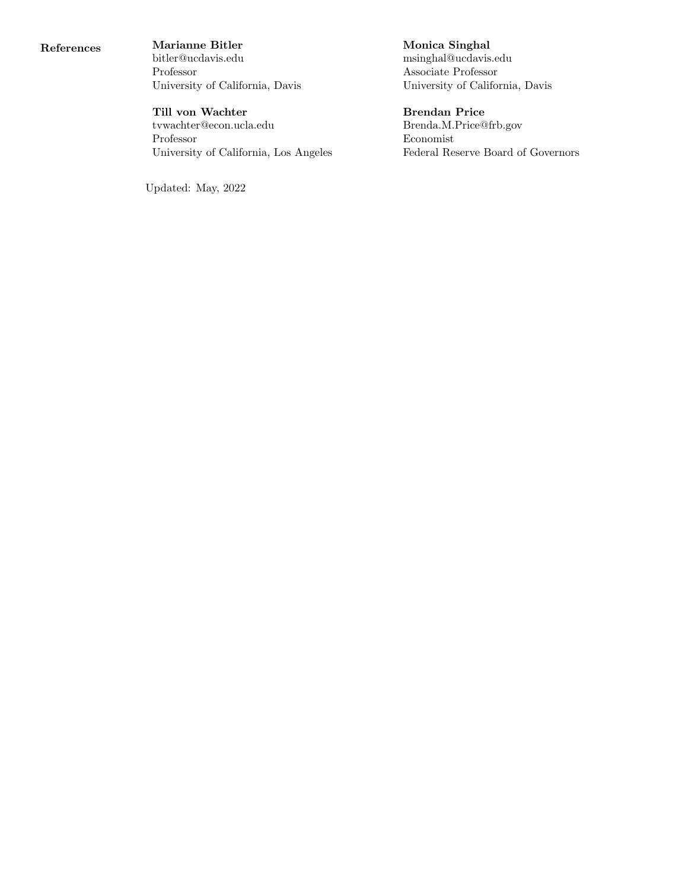## References

**Marianne Bitler**
bitler@ucdavis.edu
Professor
University of California, Davis

**Monica Singhal**
msinghal@ucdavis.edu
Associate Professor
University of California, Davis

**Till von Wachter**
tvwachter@econ.ucla.edu
Professor
University of California, Los Angeles

**Brendan Price**
Brenda.M.Price@frb.gov
Economist
Federal Reserve Board of Governors

Updated: May, 2022